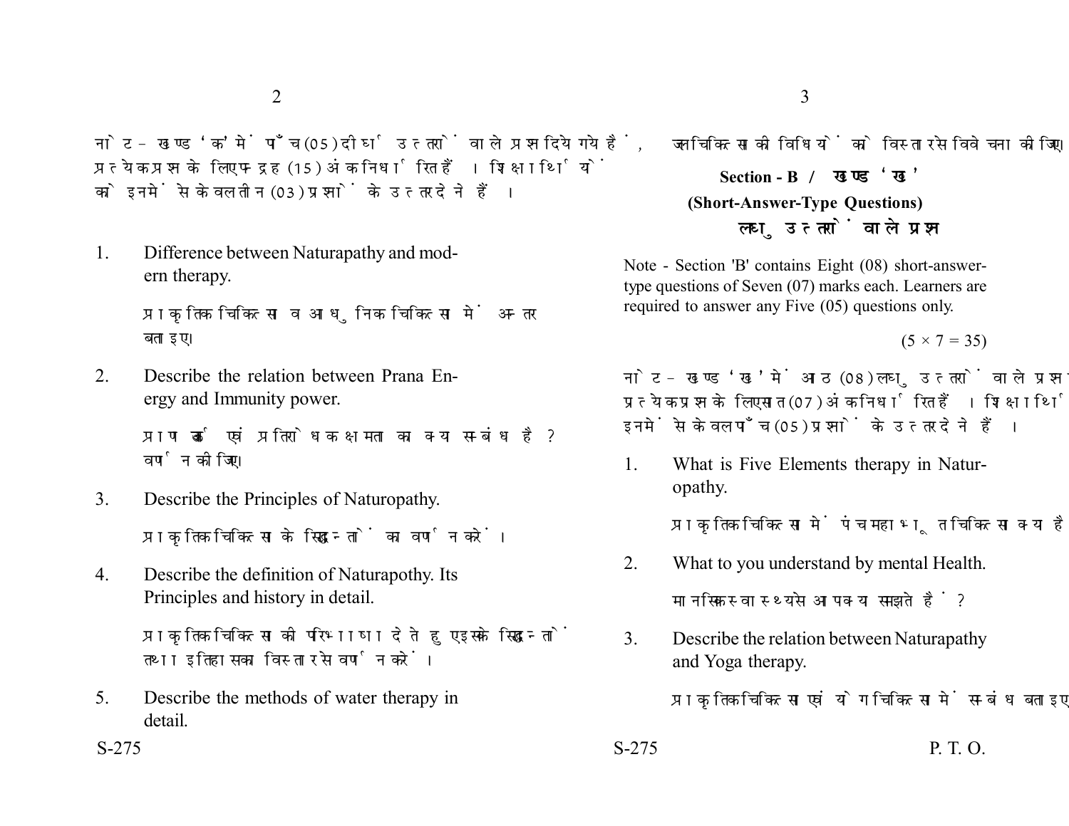नोट - खण्ड 'क' में पाँच (05) दीर्घ उत्तरों वाले प्रश्न दिये गये हैं, प्रत्येक प्रश्न के लिए पन्द्रह (15) अंक निर्धारित हैं। शिक्षार्थियों को इनमें से केवल तीन (03) प्रश्नों के उत्तर देने हैं।

1. Difference between Naturapathy and modern therapy.

   प्राकृतिक चिकित्सा व आधुनिक चिकित्सा में अन्तर बताइए।

2. Describe the relation between Prana Energy and Immunity power.

   प्राण ऊर्जा एवं प्रतिरोधक क्षमता का क्या सम्बंध है? वर्णन कीजिए।

3. Describe the Principles of Naturopathy.

   प्राकृतिक चिकित्सा के सिद्धान्तों का वर्णन करें।

4. Describe the definition of Naturapothy. Its Principles and history in detail.

   प्राकृतिक चिकित्सा की परिभाषा देते हुए इसके सिद्धान्तों तथा इतिहास का विस्तार से वर्णन करें।

5. Describe the methods of water therapy in detail.

   जल चिकित्सा की विधियों को विस्तार से विवेचना कीजिए।

## Section - B / खण्ड 'ख'

### (Short-Answer-Type Questions)

### लघु उत्तरों वाले प्रश्न

Note - Section 'B' contains Eight (08) short-answer-type questions of Seven (07) marks each. Learners are required to answer any Five (05) questions only.

(5 × 7 = 35)

नोट - खण्ड 'ख' में आठ (08) लघु उत्तरों वाले प्रश्न दिये गये हैं, प्रत्येक प्रश्न के लिए सात (07) अंक निर्धारित हैं। शिक्षार्थियों को इनमें से केवल पाँच (05) प्रश्नों के उत्तर देने हैं।

1. What is Five Elements therapy in Naturopathy.

   प्राकृतिक चिकित्सा में पंचमहाभूत चिकित्सा क्या है?

2. What to you understand by mental Health.

   मानसिक स्वास्थ्य से आप क्या समझते हैं?

3. Describe the relation between Naturapathy and Yoga therapy.

   प्राकृतिक चिकित्सा एवं योग चिकित्सा में सम्बंध बताइए।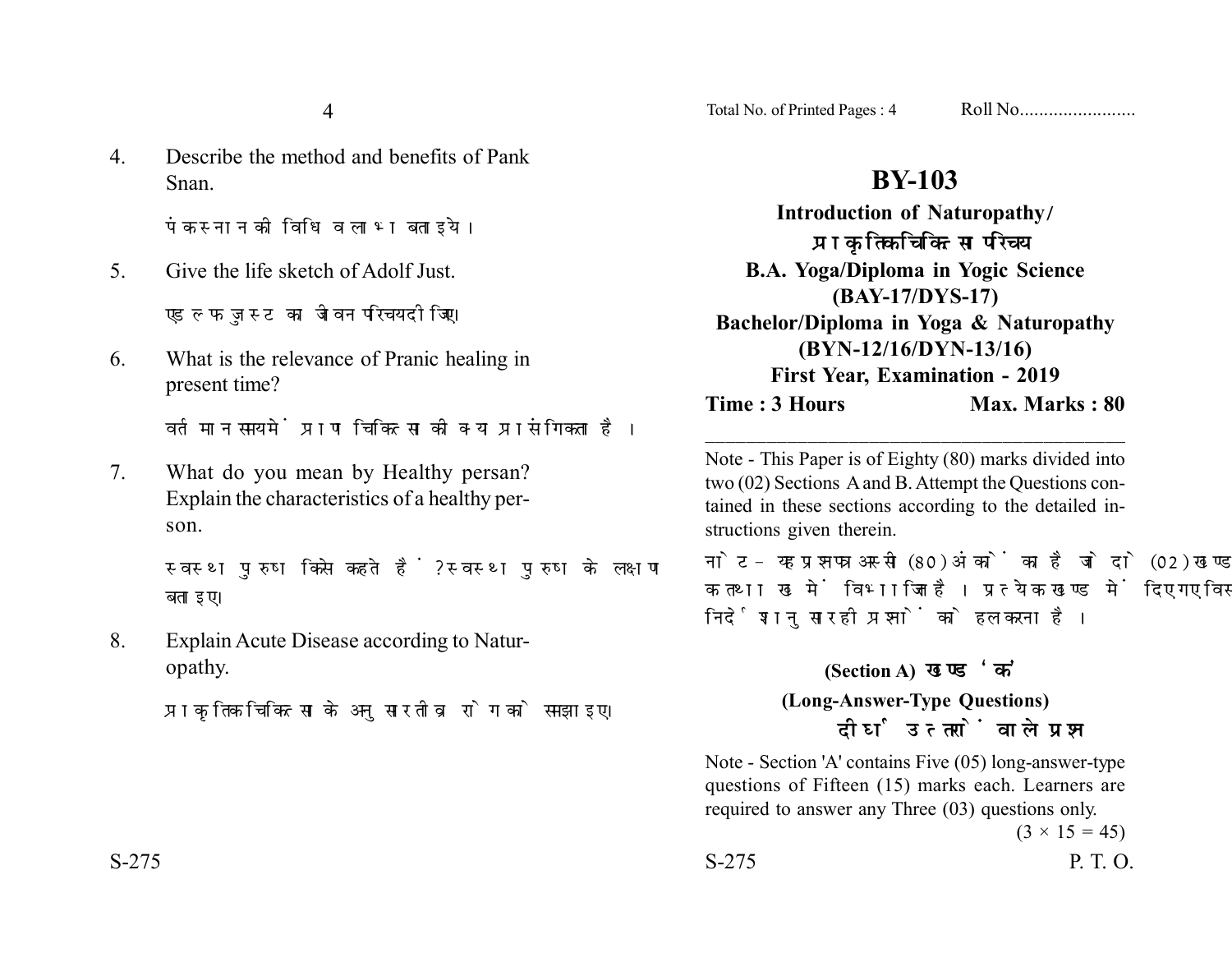4. Describe the method and benefits of Pank Snan.

पंक स्नान की विधि व लाभ बताइये।

5. Give the life sketch of Adolf Just.

एडल्फ जुस्ट का जीवन परिचय दीजिए।

6. What is the relevance of Pranic healing in present time?

वर्तमान समय में प्राण चिकित्सा की क्या प्रासंगिकता है।

7. What do you mean by Healthy persan? Explain the characteristics of a healthy person.

स्वस्थ पुरुष किसे कहते हैं? स्वस्थ पुरुष के लक्षण बताइए।

8. Explain Acute Disease according to Naturopathy.

प्राकृतिक चिकित्सा के अनुसार तीव्र रोग को समझाइए।

Total No. of Printed Pages : 4 Roll No........................

# BY-103

## Introduction of Naturopathy/ प्राकृतिक चिकित्सा परिचय

**B.A. Yoga/Diploma in Yogic Science (BAY-17/DYS-17)**

**Bachelor/Diploma in Yoga & Naturopathy (BYN-12/16/DYN-13/16)**

**First Year, Examination - 2019**

**Time : 3 Hours** **Max. Marks : 80**

---

Note - This Paper is of Eighty (80) marks divided into two (02) Sections A and B. Attempt the Questions contained in these sections according to the detailed instructions given therein.

नोट– यह प्रश्नपत्र अस्सी (80) अंकों का है जो दो (02) खण्डों क तथा ख में विभाजित है। प्रत्येक खण्ड में दिए गए विस् निर्देशानुसार ही प्रश्नों को हल करना है।

### (Section A) खण्ड 'क'

### (Long-Answer-Type Questions) दीर्घ उत्तरों वाले प्रश्न

Note - Section 'A' contains Five (05) long-answer-type questions of Fifteen (15) marks each. Learners are required to answer any Three (03) questions only.

$(3 \times 15 = 45)$